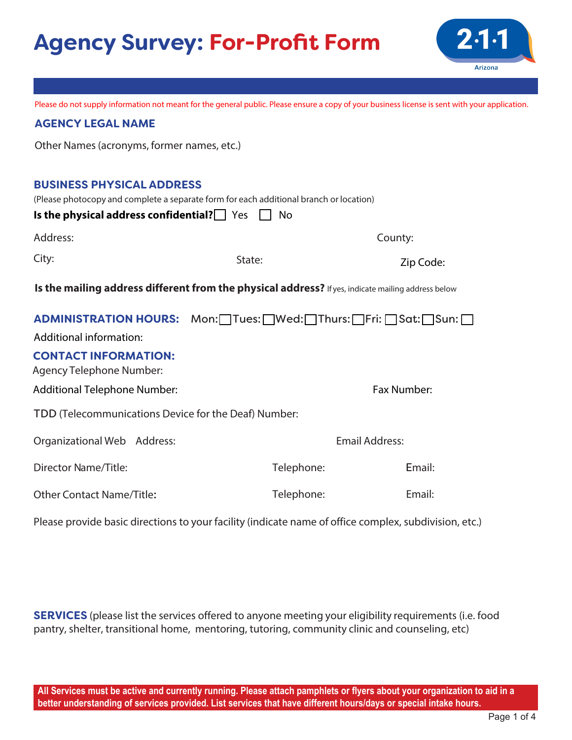# Agency Survey: For-Profit Form

2·1·1 Arizona

Please do not supply information not meant for the general public. Please ensure a copy of your business license is sent with your application.

## AGENCY LEGAL NAME

Other Names (acronyms, former names, etc.)

## BUSINESS PHYSICAL ADDRESS

(Please photocopy and complete a separate form for each additional branch or location)

**Is the physical address confidential?** ☐ Yes ☐ No

Address: County:

City: State: Zip Code:

**Is the mailing address different from the physical address?** If yes, indicate mailing address below

## ADMINISTRATION HOURS:

Mon: ☐ Tues: ☐ Wed: ☐ Thurs: ☐ Fri: ☐ Sat: ☐ Sun: ☐

Additional information:

## CONTACT INFORMATION:

Agency Telephone Number:

Additional Telephone Number: Fax Number:

TDD (Telecommunications Device for the Deaf) Number:

Organizational Web Address: Email Address:

Director Name/Title: Telephone: Email:

Other Contact Name/Title: Telephone: Email:

Please provide basic directions to your facility (indicate name of office complex, subdivision, etc.)

## SERVICES

(please list the services offered to anyone meeting your eligibility requirements (i.e. food pantry, shelter, transitional home, mentoring, tutoring, community clinic and counseling, etc)

**All Services must be active and currently running. Please attach pamphlets or flyers about your organization to aid in a better understanding of services provided. List services that have different hours/days or special intake hours.**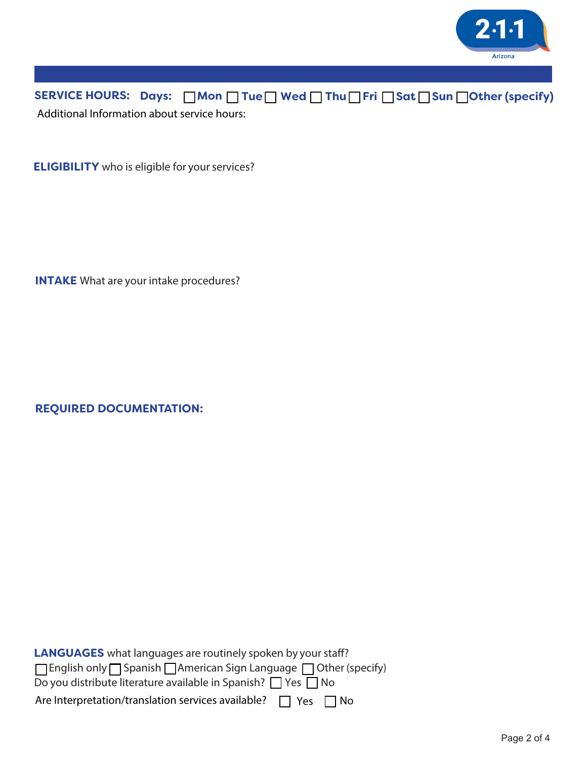**SERVICE HOURS:** **Days:** ☐ **Mon** ☐ **Tue** ☐ **Wed** ☐ **Thu** ☐ **Fri** ☐ **Sat** ☐ **Sun** ☐ **Other (specify)**

Additional Information about service hours:

**ELIGIBILITY** who is eligible for your services?

**INTAKE** What are your intake procedures?

**REQUIRED DOCUMENTATION:**

**LANGUAGES** what languages are routinely spoken by your staff?

☐ English only ☐ Spanish ☐ American Sign Language ☐ Other (specify)

Do you distribute literature available in Spanish? ☐ Yes ☐ No

Are Interpretation/translation services available? ☐ Yes ☐ No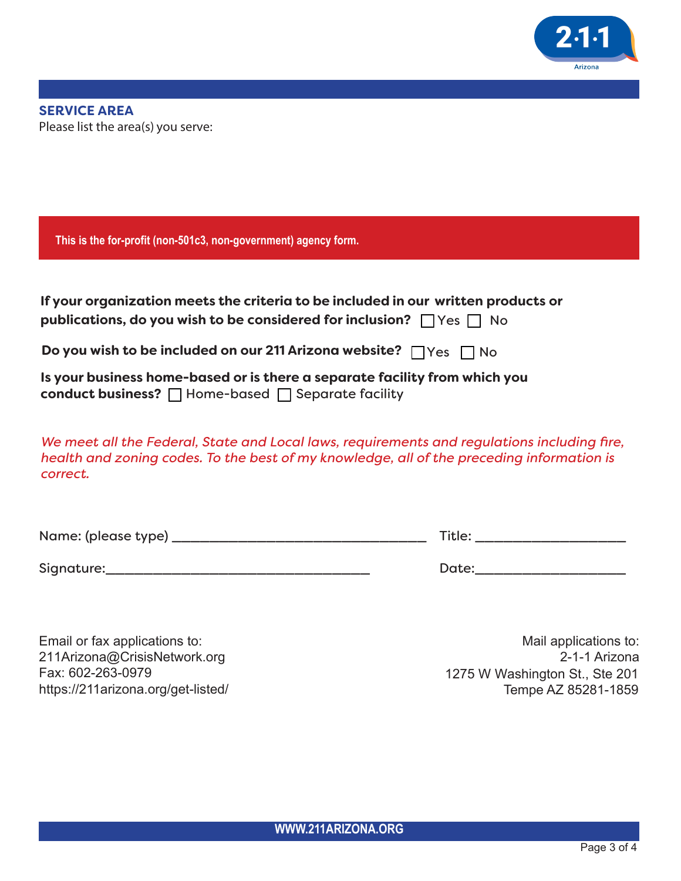## SERVICE AREA

Please list the area(s) you serve:

**This is the for-profit (non-501c3, non-government) agency form.**

**If your organization meets the criteria to be included in our written products or publications, do you wish to be considered for inclusion?** ☐ Yes ☐ No

**Do you wish to be included on our 211 Arizona website?** ☐ Yes ☐ No

**Is your business home-based or is there a separate facility from which you conduct business?** ☐ Home-based ☐ Separate facility

*We meet all the Federal, State and Local laws, requirements and regulations including fire, health and zoning codes. To the best of my knowledge, all of the preceding information is correct.*

Name: (please type) ________________________________ Title: ____________________

Signature:__________________________________ Date:____________________

Email or fax applications to:
211Arizona@CrisisNetwork.org
Fax: 602-263-0979
https://211arizona.org/get-listed/

Mail applications to:
2-1-1 Arizona
1275 W Washington St., Ste 201
Tempe AZ 85281-1859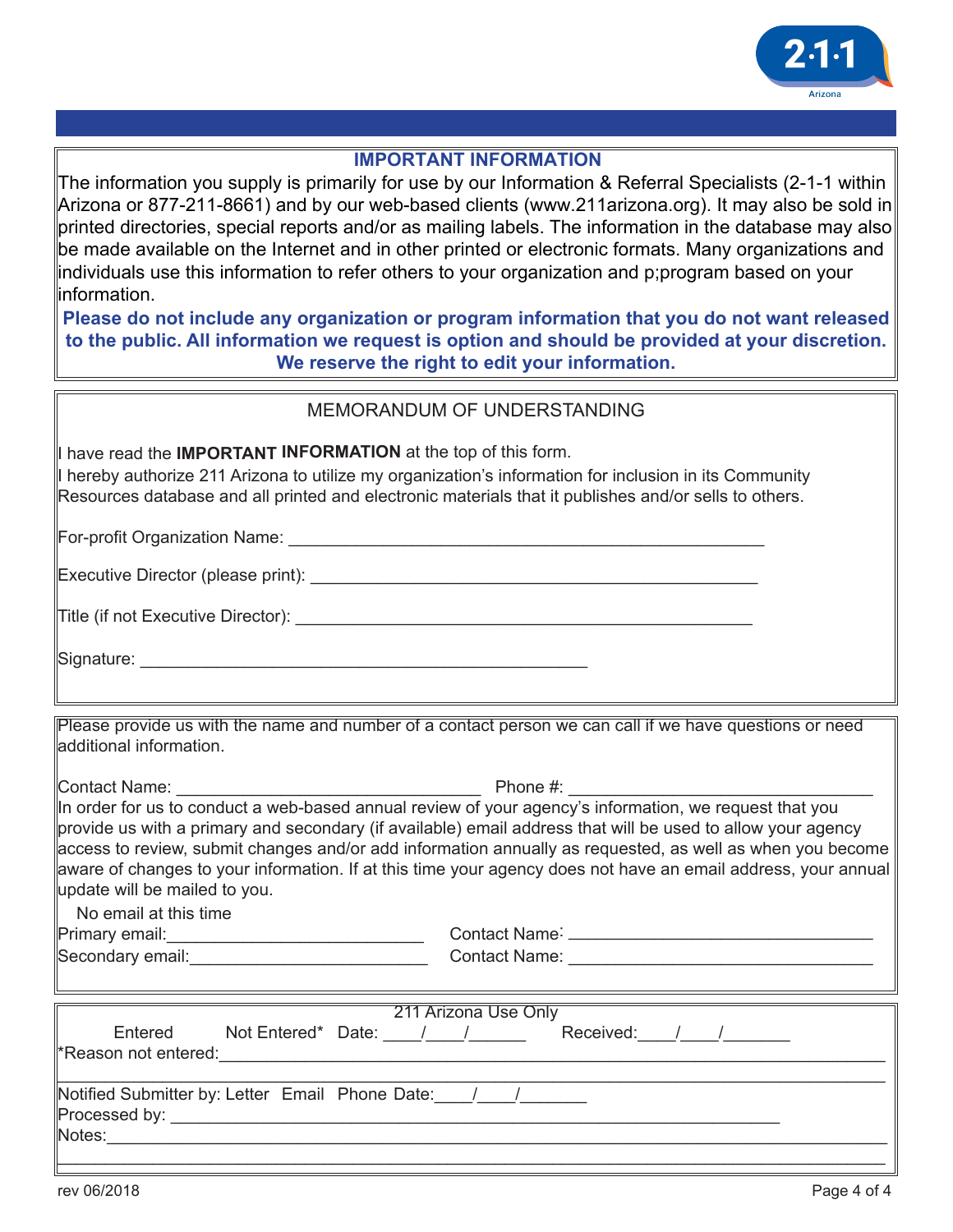## IMPORTANT INFORMATION

The information you supply is primarily for use by our Information & Referral Specialists (2-1-1 within Arizona or 877-211-8661) and by our web-based clients (www.211arizona.org). It may also be sold in printed directories, special reports and/or as mailing labels. The information in the database may also be made available on the Internet and in other printed or electronic formats. Many organizations and individuals use this information to refer others to your organization and p;program based on your information.

**Please do not include any organization or program information that you do not want released to the public. All information we request is option and should be provided at your discretion. We reserve the right to edit your information.**

## MEMORANDUM OF UNDERSTANDING

I have read the **IMPORTANT INFORMATION** at the top of this form.

I hereby authorize 211 Arizona to utilize my organization's information for inclusion in its Community Resources database and all printed and electronic materials that it publishes and/or sells to others.

For-profit Organization Name: ___________________________________________________

Executive Director (please print): ________________________________________________

Title (if not Executive Director): _________________________________________________

Signature: ________________________________________________

Please provide us with the name and number of a contact person we can call if we have questions or need additional information.

Contact Name: _________________________________ Phone #: _________________________________

In order for us to conduct a web-based annual review of your agency's information, we request that you provide us with a primary and secondary (if available) email address that will be used to allow your agency access to review, submit changes and/or add information annually as requested, as well as when you become aware of changes to your information. If at this time your agency does not have an email address, your annual update will be mailed to you.

No email at this time

Primary email:___________________________ Contact Name: _________________________________

Secondary email:_________________________ Contact Name: _________________________________

211 Arizona Use Only

Entered Not Entered* Date: ____/____/______ Received:____/____/_______

*Reason not entered:_________________________________________________________________________

_____________________________________________________________________________________

Notified Submitter by: Letter Email Phone Date:____/____/_______

Processed by: _________________________________________________________________

Notes:_______________________________________________________________________________

_____________________________________________________________________________________

rev 06/2018